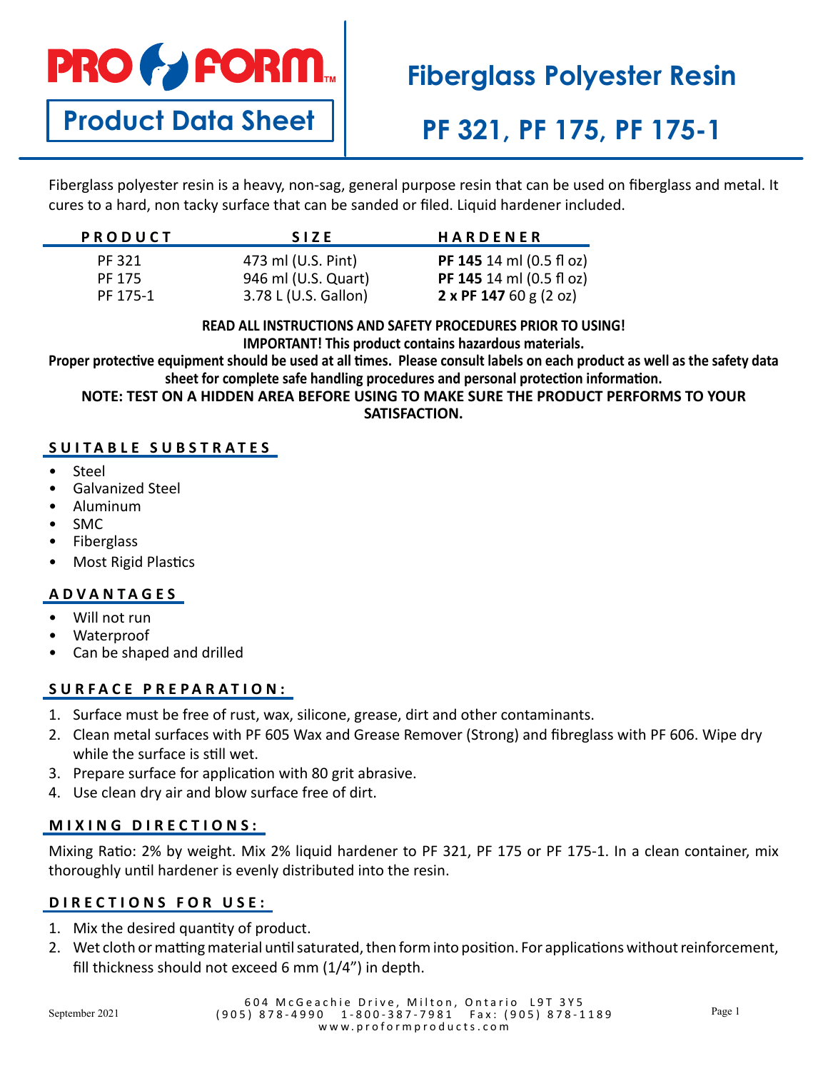# PRO FORM

**Product Data Sheet**

# Fiberglass Polyester Resin

## PF 321, PF 175, PF 175-1

Fiberglass polyester resin is a heavy, non-sag, general purpose resin that can be used on fiberglass and metal. It cures to a hard, non tacky surface that can be sanded or filed. Liquid hardener included.

| PRODUCT | SIZE | HARDENER |
|---|---|---|
| PF 321 | 473 ml (U.S. Pint) | **PF 145** 14 ml (0.5 fl oz) |
| PF 175 | 946 ml (U.S. Quart) | **PF 145** 14 ml (0.5 fl oz) |
| PF 175-1 | 3.78 L (U.S. Gallon) | **2 x PF 147** 60 g (2 oz) |

**READ ALL INSTRUCTIONS AND SAFETY PROCEDURES PRIOR TO USING!**
**IMPORTANT! This product contains hazardous materials.**
**Proper protective equipment should be used at all times. Please consult labels on each product as well as the safety data sheet for complete safe handling procedures and personal protection information.**
**NOTE: TEST ON A HIDDEN AREA BEFORE USING TO MAKE SURE THE PRODUCT PERFORMS TO YOUR SATISFACTION.**

## SUITABLE SUBSTRATES

- Steel
- Galvanized Steel
- Aluminum
- SMC
- Fiberglass
- Most Rigid Plastics

## ADVANTAGES

- Will not run
- Waterproof
- Can be shaped and drilled

## SURFACE PREPARATION:

1. Surface must be free of rust, wax, silicone, grease, dirt and other contaminants.
2. Clean metal surfaces with PF 605 Wax and Grease Remover (Strong) and fibreglass with PF 606. Wipe dry while the surface is still wet.
3. Prepare surface for application with 80 grit abrasive.
4. Use clean dry air and blow surface free of dirt.

## MIXING DIRECTIONS:

Mixing Ratio: 2% by weight. Mix 2% liquid hardener to PF 321, PF 175 or PF 175-1. In a clean container, mix thoroughly until hardener is evenly distributed into the resin.

## DIRECTIONS FOR USE:

1. Mix the desired quantity of product.
2. Wet cloth or matting material until saturated, then form into position. For applications without reinforcement, fill thickness should not exceed 6 mm (1/4") in depth.

September 2021

604 McGeachie Drive, Milton, Ontario L9T 3Y5
(905) 878-4990 1-800-387-7981 Fax: (905) 878-1189
www.proformproducts.com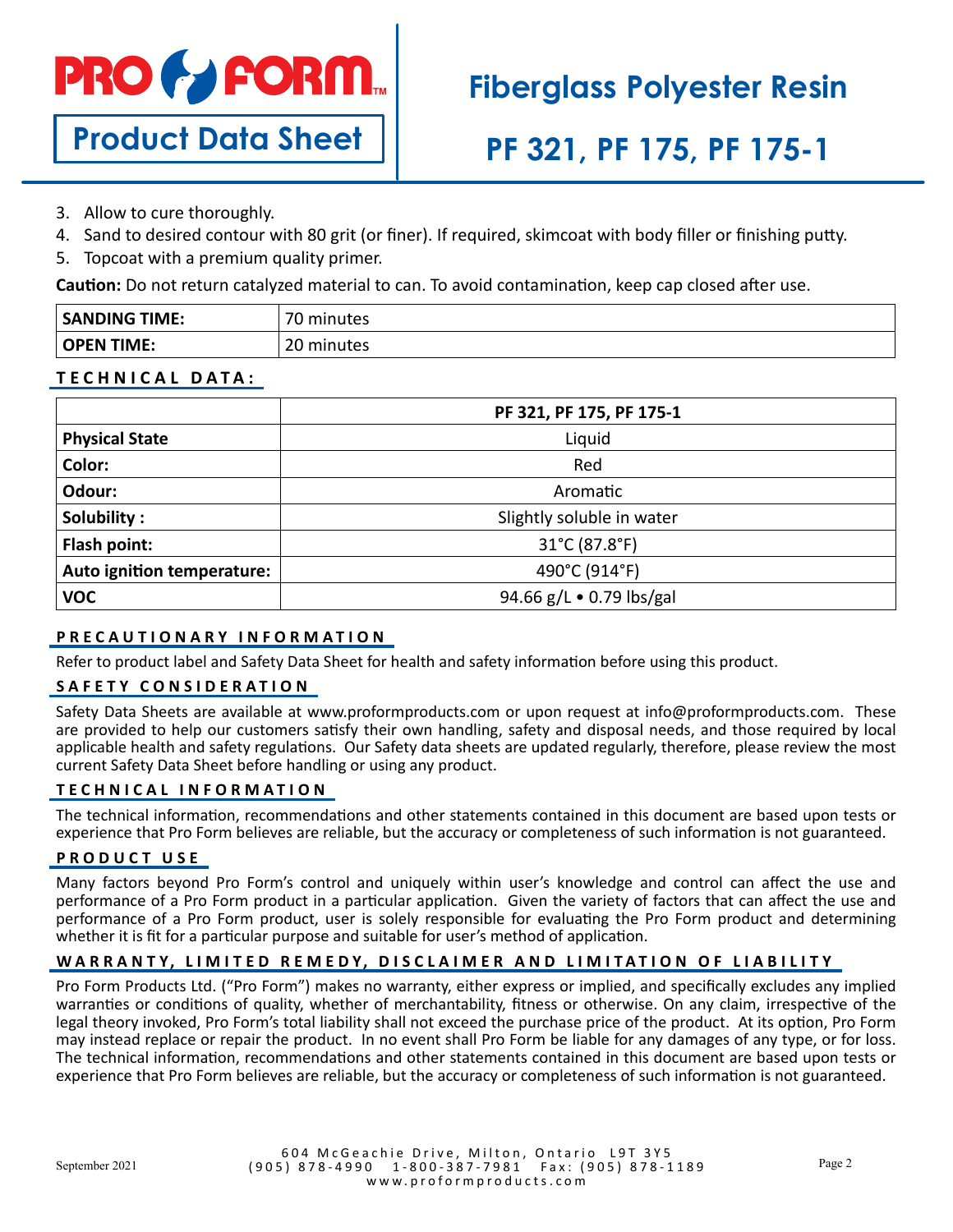3. Allow to cure thoroughly.
4. Sand to desired contour with 80 grit (or finer). If required, skimcoat with body filler or finishing putty.
5. Topcoat with a premium quality primer.

**Caution:** Do not return catalyzed material to can. To avoid contamination, keep cap closed after use.

| | |
|---|---|
| **SANDING TIME:** | 70 minutes |
| **OPEN TIME:** | 20 minutes |

## TECHNICAL DATA:

| | PF 321, PF 175, PF 175-1 |
|---|---|
| **Physical State** | Liquid |
| **Color:** | Red |
| **Odour:** | Aromatic |
| **Solubility :** | Slightly soluble in water |
| **Flash point:** | 31°C (87.8°F) |
| **Auto ignition temperature:** | 490°C (914°F) |
| **VOC** | 94.66 g/L • 0.79 lbs/gal |

## PRECAUTIONARY INFORMATION

Refer to product label and Safety Data Sheet for health and safety information before using this product.

## SAFETY CONSIDERATION

Safety Data Sheets are available at www.proformproducts.com or upon request at info@proformproducts.com. These are provided to help our customers satisfy their own handling, safety and disposal needs, and those required by local applicable health and safety regulations. Our Safety data sheets are updated regularly, therefore, please review the most current Safety Data Sheet before handling or using any product.

## TECHNICAL INFORMATION

The technical information, recommendations and other statements contained in this document are based upon tests or experience that Pro Form believes are reliable, but the accuracy or completeness of such information is not guaranteed.

## PRODUCT USE

Many factors beyond Pro Form's control and uniquely within user's knowledge and control can affect the use and performance of a Pro Form product in a particular application. Given the variety of factors that can affect the use and performance of a Pro Form product, user is solely responsible for evaluating the Pro Form product and determining whether it is fit for a particular purpose and suitable for user's method of application.

## WARRANTY, LIMITED REMEDY, DISCLAIMER AND LIMITATION OF LIABILITY

Pro Form Products Ltd. ("Pro Form") makes no warranty, either express or implied, and specifically excludes any implied warranties or conditions of quality, whether of merchantability, fitness or otherwise. On any claim, irrespective of the legal theory invoked, Pro Form's total liability shall not exceed the purchase price of the product. At its option, Pro Form may instead replace or repair the product. In no event shall Pro Form be liable for any damages of any type, or for loss. The technical information, recommendations and other statements contained in this document are based upon tests or experience that Pro Form believes are reliable, but the accuracy or completeness of such information is not guaranteed.

September 2021

604 McGeachie Drive, Milton, Ontario L9T 3Y5
(905) 878-4990 1-800-387-7981 Fax: (905) 878-1189
www.proformproducts.com